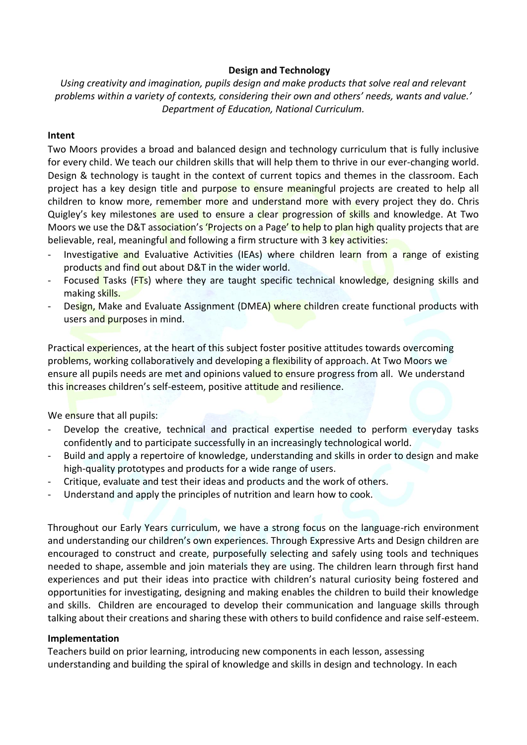**Design and Technology**

*Using creativity and imagination, pupils design and make products that solve real and relevant problems within a variety of contexts, considering their own and others' needs, wants and value.' Department of Education, National Curriculum.*

**Intent**

Two Moors provides a broad and balanced design and technology curriculum that is fully inclusive for every child. We teach our children skills that will help them to thrive in our ever-changing world. Design & technology is taught in the context of current topics and themes in the classroom. Each project has a key design title and purpose to ensure meaningful projects are created to help all children to know more, remember more and understand more with every project they do. Chris Quigley's key milestones are used to ensure a clear progression of skills and knowledge. At Two Moors we use the D&T association's 'Projects on a Page' to help to plan high quality projects that are believable, real, meaningful and following a firm structure with 3 key activities:

- Investigative and Evaluative Activities (IEAs) where children learn from a range of existing products and find out about D&T in the wider world.
- Focused Tasks (FTs) where they are taught specific technical knowledge, designing skills and making skills.
- Design, Make and Evaluate Assignment (DMEA) where children create functional products with users and purposes in mind.

Practical experiences, at the heart of this subject foster positive attitudes towards overcoming problems, working collaboratively and developing a flexibility of approach. At Two Moors we ensure all pupils needs are met and opinions valued to ensure progress from all. We understand this increases children's self-esteem, positive attitude and resilience.

We ensure that all pupils:

- Develop the creative, technical and practical expertise needed to perform everyday tasks confidently and to participate successfully in an increasingly technological world.
- Build and apply a repertoire of knowledge, understanding and skills in order to design and make high-quality prototypes and products for a wide range of users.
- Critique, evaluate and test their ideas and products and the work of others.
- Understand and apply the principles of nutrition and learn how to cook.

Throughout our Early Years curriculum, we have a strong focus on the language-rich environment and understanding our children's own experiences. Through Expressive Arts and Design children are encouraged to construct and create, purposefully selecting and safely using tools and techniques needed to shape, assemble and join materials they are using. The children learn through first hand experiences and put their ideas into practice with children's natural curiosity being fostered and opportunities for investigating, designing and making enables the children to build their knowledge and skills. Children are encouraged to develop their communication and language skills through talking about their creations and sharing these with others to build confidence and raise self-esteem.

**Implementation**

Teachers build on prior learning, introducing new components in each lesson, assessing understanding and building the spiral of knowledge and skills in design and technology. In each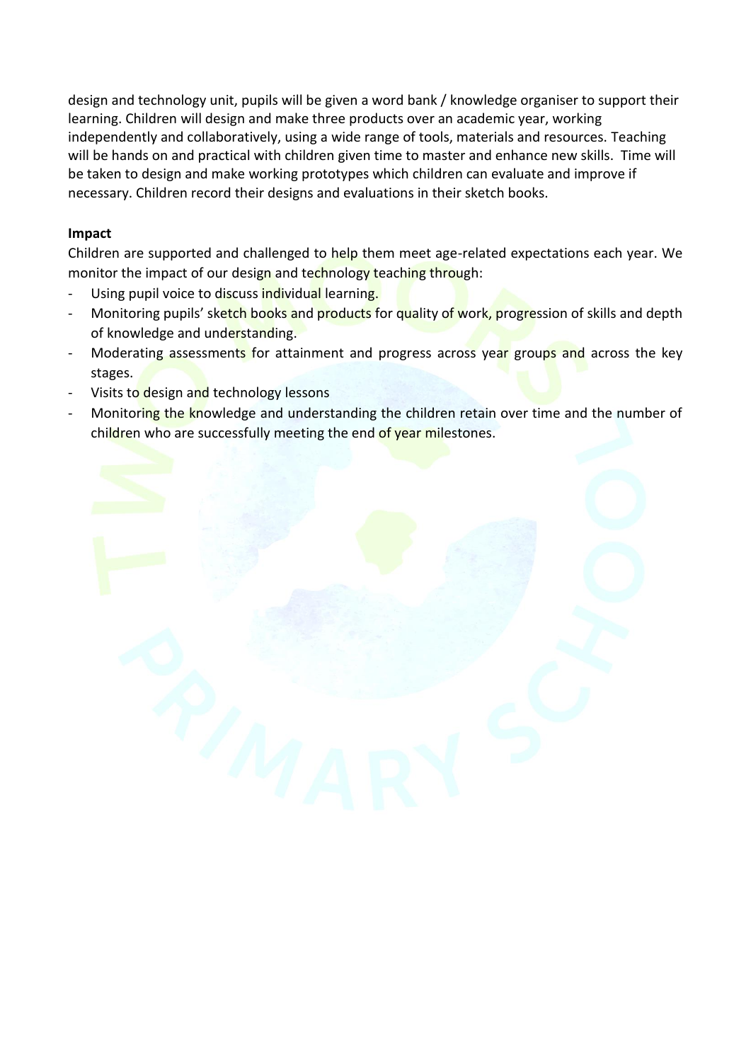design and technology unit, pupils will be given a word bank / knowledge organiser to support their learning. Children will design and make three products over an academic year, working independently and collaboratively, using a wide range of tools, materials and resources. Teaching will be hands on and practical with children given time to master and enhance new skills. Time will be taken to design and make working prototypes which children can evaluate and improve if necessary. Children record their designs and evaluations in their sketch books.

**Impact**

Children are supported and challenged to help them meet age-related expectations each year. We monitor the impact of our design and technology teaching through:

- Using pupil voice to discuss individual learning.
- Monitoring pupils' sketch books and products for quality of work, progression of skills and depth of knowledge and understanding.
- Moderating assessments for attainment and progress across year groups and across the key stages.
- Visits to design and technology lessons
- Monitoring the knowledge and understanding the children retain over time and the number of children who are successfully meeting the end of year milestones.